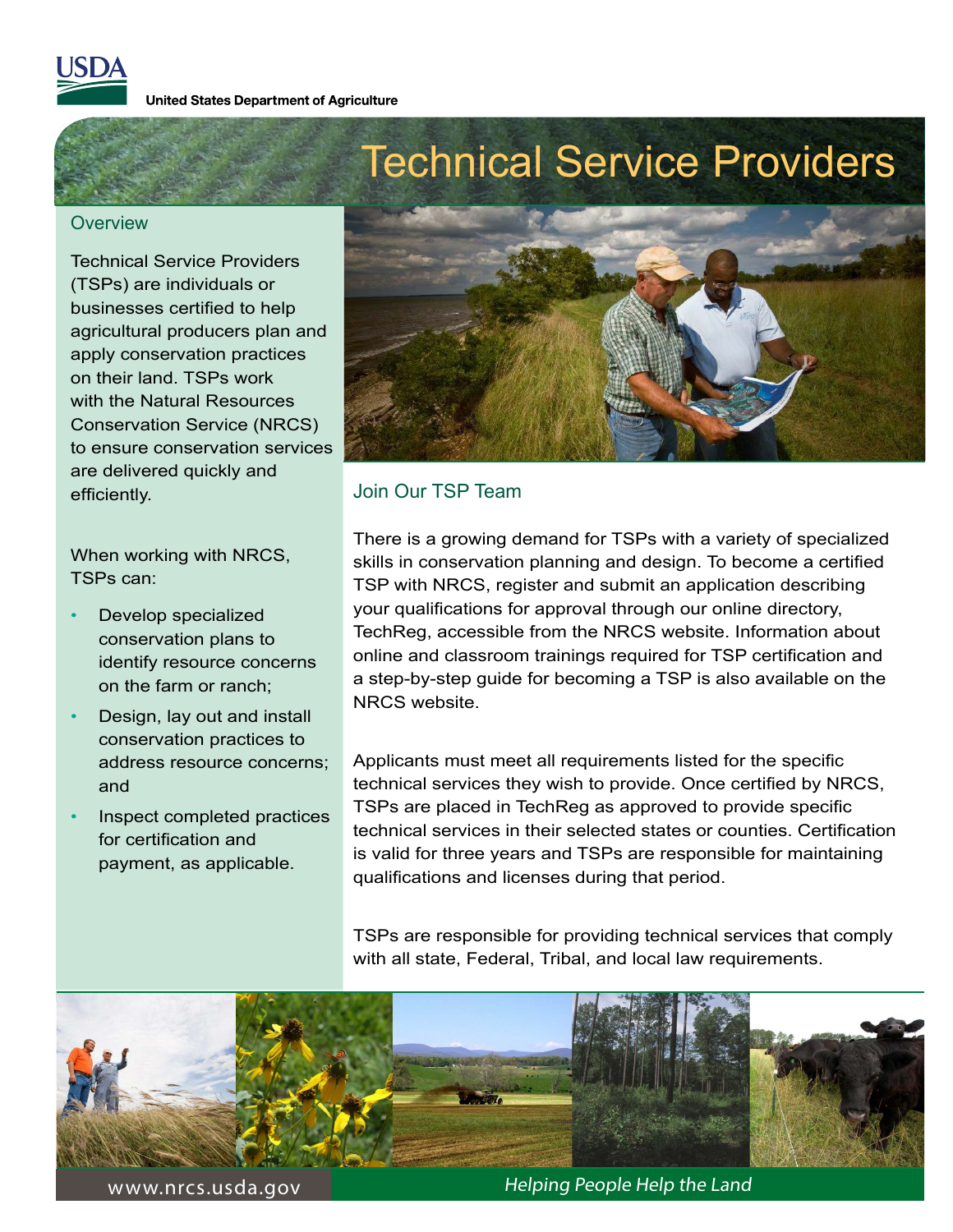USDA

United States Department of Agriculture

# Technical Service Providers

## Overview

Technical Service Providers (TSPs) are individuals or businesses certified to help agricultural producers plan and apply conservation practices on their land. TSPs work with the Natural Resources Conservation Service (NRCS) to ensure conservation services are delivered quickly and efficiently.

When working with NRCS, TSPs can:

- Develop specialized conservation plans to identify resource concerns on the farm or ranch;
- Design, lay out and install conservation practices to address resource concerns; and
- Inspect completed practices for certification and payment, as applicable.

## Join Our TSP Team

There is a growing demand for TSPs with a variety of specialized skills in conservation planning and design. To become a certified TSP with NRCS, register and submit an application describing your qualifications for approval through our online directory, TechReg, accessible from the NRCS website. Information about online and classroom trainings required for TSP certification and a step-by-step guide for becoming a TSP is also available on the NRCS website.

Applicants must meet all requirements listed for the specific technical services they wish to provide. Once certified by NRCS, TSPs are placed in TechReg as approved to provide specific technical services in their selected states or counties. Certification is valid for three years and TSPs are responsible for maintaining qualifications and licenses during that period.

TSPs are responsible for providing technical services that comply with all state, Federal, Tribal, and local law requirements.

www.nrcs.usda.gov

*Helping People Help the Land*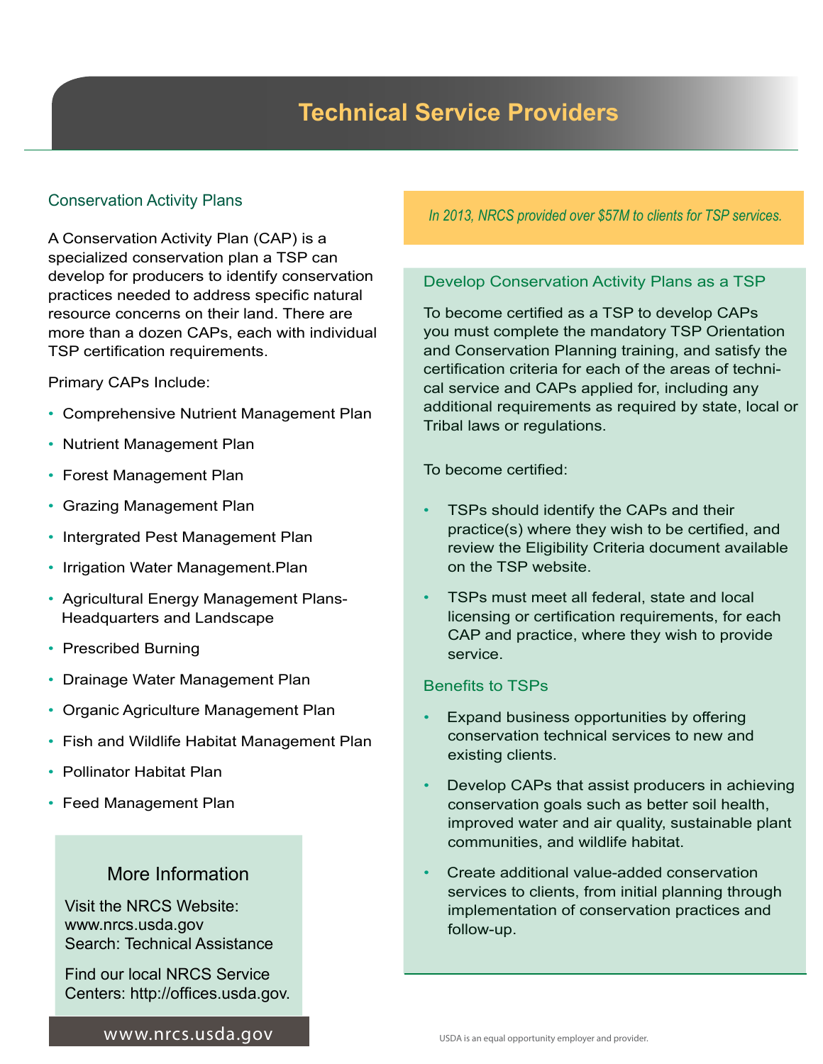# Technical Service Providers

## Conservation Activity Plans

A Conservation Activity Plan (CAP) is a specialized conservation plan a TSP can develop for producers to identify conservation practices needed to address specific natural resource concerns on their land. There are more than a dozen CAPs, each with individual TSP certification requirements.

Primary CAPs Include:

- Comprehensive Nutrient Management Plan
- Nutrient Management Plan
- Forest Management Plan
- Grazing Management Plan
- Intergrated Pest Management Plan
- Irrigation Water Management.Plan
- Agricultural Energy Management Plans-Headquarters and Landscape
- Prescribed Burning
- Drainage Water Management Plan
- Organic Agriculture Management Plan
- Fish and Wildlife Habitat Management Plan
- Pollinator Habitat Plan
- Feed Management Plan

### More Information

Visit the NRCS Website: www.nrcs.usda.gov
Search: Technical Assistance

Find our local NRCS Service Centers: http://offices.usda.gov.

www.nrcs.usda.gov

*In 2013, NRCS provided over $57M to clients for TSP services.*

## Develop Conservation Activity Plans as a TSP

To become certified as a TSP to develop CAPs you must complete the mandatory TSP Orientation and Conservation Planning training, and satisfy the certification criteria for each of the areas of technical service and CAPs applied for, including any additional requirements as required by state, local or Tribal laws or regulations.

To become certified:

- TSPs should identify the CAPs and their practice(s) where they wish to be certified, and review the Eligibility Criteria document available on the TSP website.
- TSPs must meet all federal, state and local licensing or certification requirements, for each CAP and practice, where they wish to provide service.

## Benefits to TSPs

- Expand business opportunities by offering conservation technical services to new and existing clients.
- Develop CAPs that assist producers in achieving conservation goals such as better soil health, improved water and air quality, sustainable plant communities, and wildlife habitat.
- Create additional value-added conservation services to clients, from initial planning through implementation of conservation practices and follow-up.

USDA is an equal opportunity employer and provider.